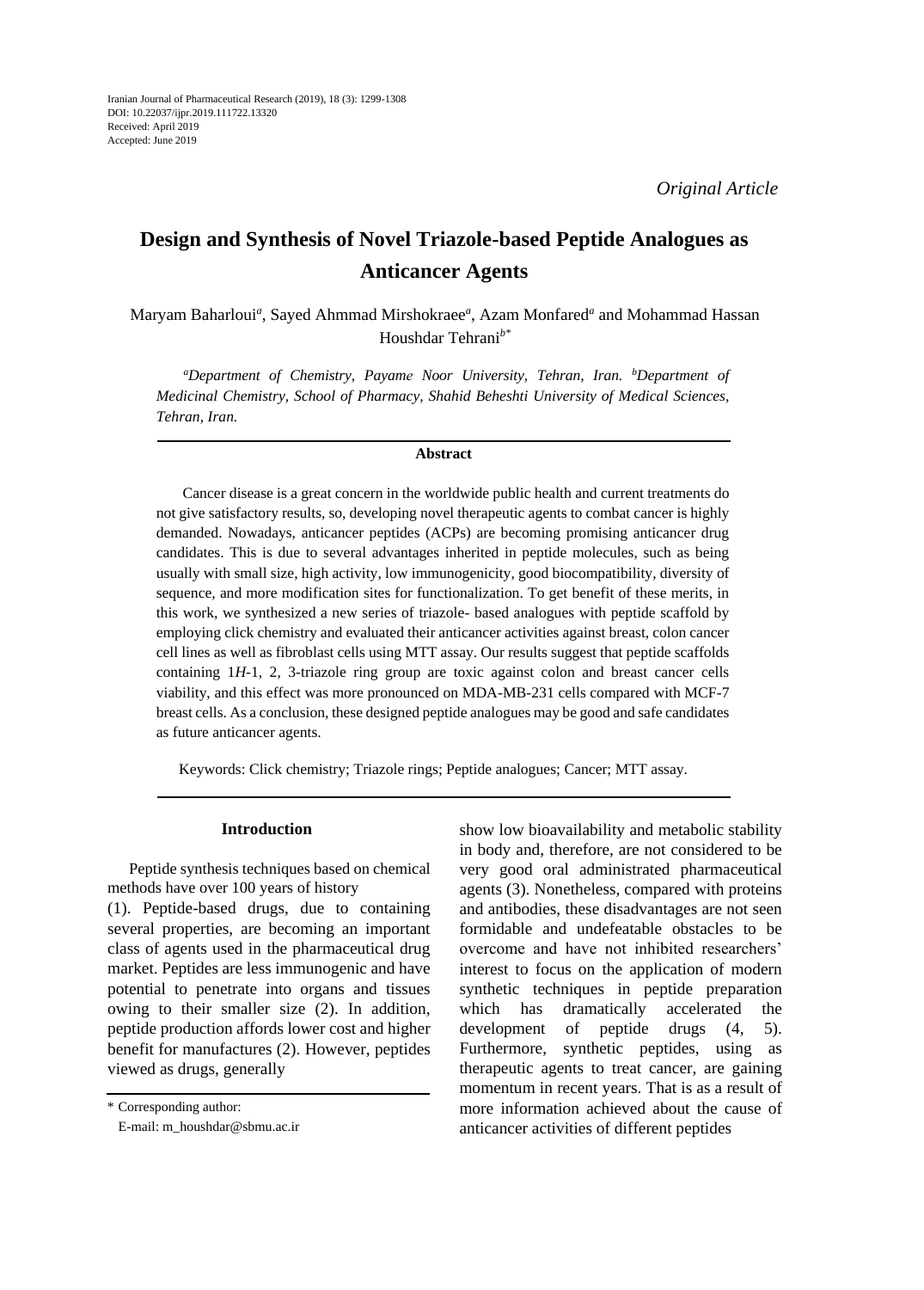Iranian Journal of Pharmaceutical Research (2019), 18 (3): 1299-1308
DOI: 10.22037/ijpr.2019.111722.13320
Received: April 2019
Accepted: June 2019

*Original Article*

# Design and Synthesis of Novel Triazole-based Peptide Analogues as Anticancer Agents

Maryam Baharloui[a], Sayed Ahmmad Mirshokraee[a], Azam Monfared[a] and Mohammad Hassan Houshdar Tehrani[b*]

*[a]Department of Chemistry, Payame Noor University, Tehran, Iran. [b]Department of Medicinal Chemistry, School of Pharmacy, Shahid Beheshti University of Medical Sciences, Tehran, Iran.*

### Abstract

Cancer disease is a great concern in the worldwide public health and current treatments do not give satisfactory results, so, developing novel therapeutic agents to combat cancer is highly demanded. Nowadays, anticancer peptides (ACPs) are becoming promising anticancer drug candidates. This is due to several advantages inherited in peptide molecules, such as being usually with small size, high activity, low immunogenicity, good biocompatibility, diversity of sequence, and more modification sites for functionalization. To get benefit of these merits, in this work, we synthesized a new series of triazole- based analogues with peptide scaffold by employing click chemistry and evaluated their anticancer activities against breast, colon cancer cell lines as well as fibroblast cells using MTT assay. Our results suggest that peptide scaffolds containing 1*H*-1, 2, 3-triazole ring group are toxic against colon and breast cancer cells viability, and this effect was more pronounced on MDA-MB-231 cells compared with MCF-7 breast cells. As a conclusion, these designed peptide analogues may be good and safe candidates as future anticancer agents.

Keywords: Click chemistry; Triazole rings; Peptide analogues; Cancer; MTT assay.

## Introduction

Peptide synthesis techniques based on chemical methods have over 100 years of history (1). Peptide-based drugs, due to containing several properties, are becoming an important class of agents used in the pharmaceutical drug market. Peptides are less immunogenic and have potential to penetrate into organs and tissues owing to their smaller size (2). In addition, peptide production affords lower cost and higher benefit for manufactures (2). However, peptides viewed as drugs, generally show low bioavailability and metabolic stability in body and, therefore, are not considered to be very good oral administrated pharmaceutical agents (3). Nonetheless, compared with proteins and antibodies, these disadvantages are not seen formidable and undefeatable obstacles to be overcome and have not inhibited researchers' interest to focus on the application of modern synthetic techniques in peptide preparation which has dramatically accelerated the development of peptide drugs (4, 5). Furthermore, synthetic peptides, using as therapeutic agents to treat cancer, are gaining momentum in recent years. That is as a result of more information achieved about the cause of anticancer activities of different peptides

\* Corresponding author:
E-mail: m_houshdar@sbmu.ac.ir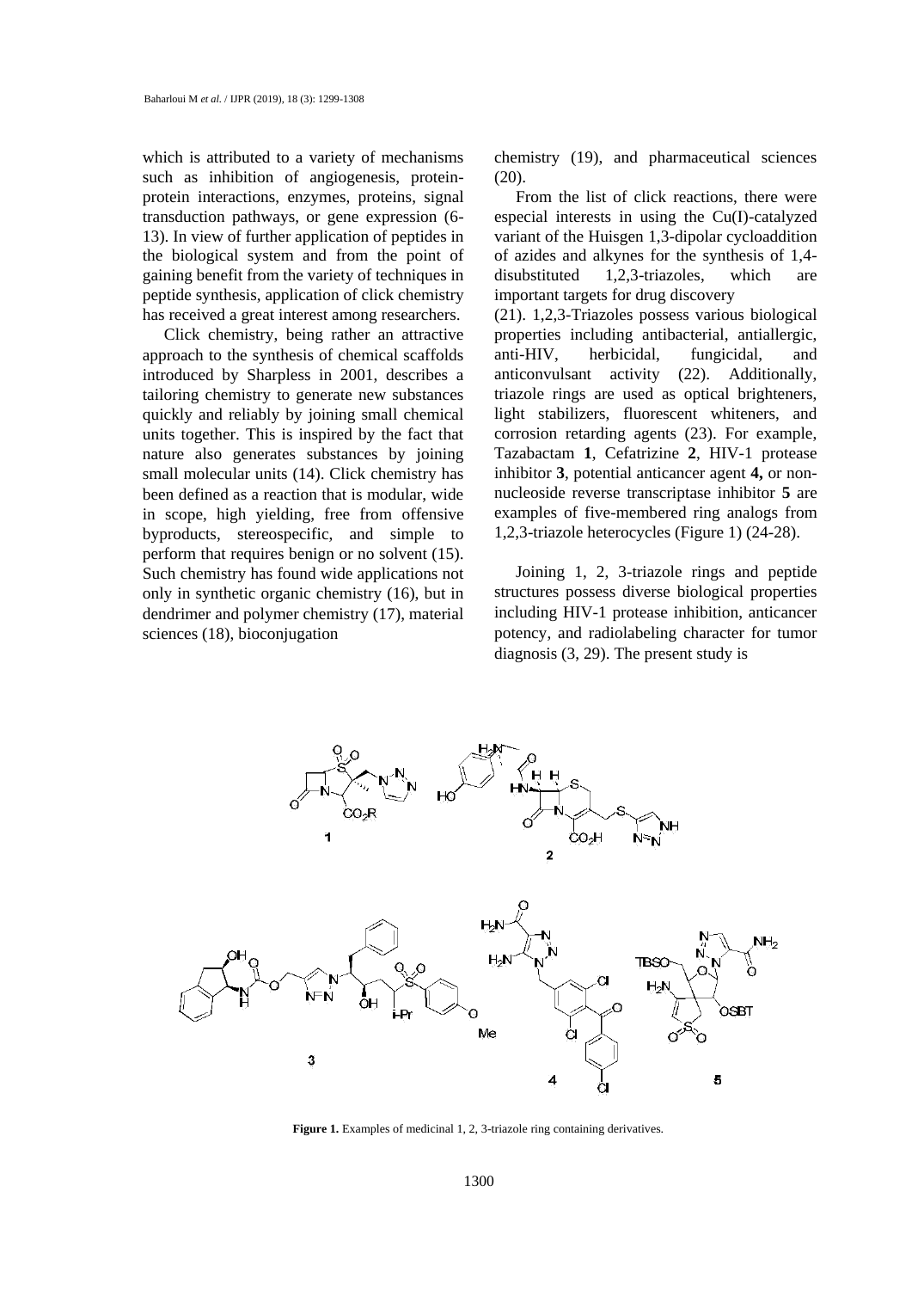which is attributed to a variety of mechanisms such as inhibition of angiogenesis, protein-protein interactions, enzymes, proteins, signal transduction pathways, or gene expression (6-13). In view of further application of peptides in the biological system and from the point of gaining benefit from the variety of techniques in peptide synthesis, application of click chemistry has received a great interest among researchers.

Click chemistry, being rather an attractive approach to the synthesis of chemical scaffolds introduced by Sharpless in 2001, describes a tailoring chemistry to generate new substances quickly and reliably by joining small chemical units together. This is inspired by the fact that nature also generates substances by joining small molecular units (14). Click chemistry has been defined as a reaction that is modular, wide in scope, high yielding, free from offensive byproducts, stereospecific, and simple to perform that requires benign or no solvent (15). Such chemistry has found wide applications not only in synthetic organic chemistry (16), but in dendrimer and polymer chemistry (17), material sciences (18), bioconjugation chemistry (19), and pharmaceutical sciences (20).

From the list of click reactions, there were especial interests in using the Cu(I)-catalyzed variant of the Huisgen 1,3-dipolar cycloaddition of azides and alkynes for the synthesis of 1,4-disubstituted 1,2,3-triazoles, which are important targets for drug discovery (21). 1,2,3-Triazoles possess various biological properties including antibacterial, antiallergic, anti-HIV, herbicidal, fungicidal, and anticonvulsant activity (22). Additionally, triazole rings are used as optical brighteners, light stabilizers, fluorescent whiteners, and corrosion retarding agents (23). For example, Tazabactam **1**, Cefatrizine **2**, HIV-1 protease inhibitor **3**, potential anticancer agent **4,** or non-nucleoside reverse transcriptase inhibitor **5** are examples of five-membered ring analogs from 1,2,3-triazole heterocycles (Figure 1) (24-28).

Joining 1, 2, 3-triazole rings and peptide structures possess diverse biological properties including HIV-1 protease inhibition, anticancer potency, and radiolabeling character for tumor diagnosis (3, 29). The present study is

**Figure 1.** Examples of medicinal 1, 2, 3-triazole ring containing derivatives.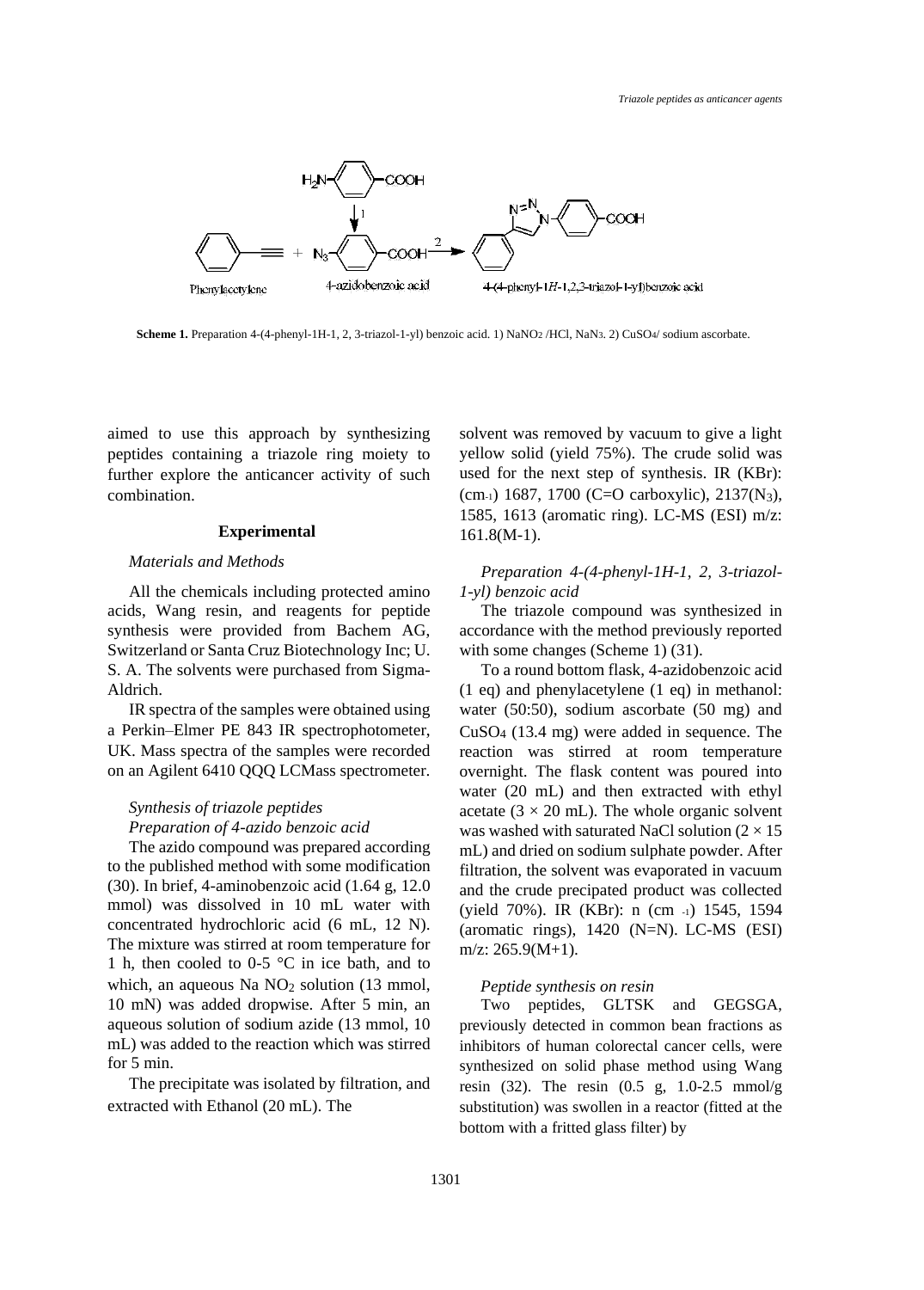**Scheme 1.** Preparation 4-(4-phenyl-1H-1, 2, 3-triazol-1-yl) benzoic acid. 1) $NaNO_2$ /HCl, $NaN_3$. 2) $CuSO_4$/ sodium ascorbate.

aimed to use this approach by synthesizing peptides containing a triazole ring moiety to further explore the anticancer activity of such combination.

## Experimental

### *Materials and Methods*

All the chemicals including protected amino acids, Wang resin, and reagents for peptide synthesis were provided from Bachem AG, Switzerland or Santa Cruz Biotechnology Inc; U. S. A. The solvents were purchased from Sigma-Aldrich.

IR spectra of the samples were obtained using a Perkin–Elmer PE 843 IR spectrophotometer, UK. Mass spectra of the samples were recorded on an Agilent 6410 QQQ LCMass spectrometer.

### *Synthesis of triazole peptides*

#### *Preparation of 4-azido benzoic acid*

The azido compound was prepared according to the published method with some modification (30). In brief, 4-aminobenzoic acid (1.64 g, 12.0 mmol) was dissolved in 10 mL water with concentrated hydrochloric acid (6 mL, 12 N). The mixture was stirred at room temperature for 1 h, then cooled to 0-5 °C in ice bath, and to which, an aqueous Na $NO_2$ solution (13 mmol, 10 mN) was added dropwise. After 5 min, an aqueous solution of sodium azide (13 mmol, 10 mL) was added to the reaction which was stirred for 5 min.

The precipitate was isolated by filtration, and extracted with Ethanol (20 mL). The solvent was removed by vacuum to give a light yellow solid (yield 75%). The crude solid was used for the next step of synthesis. IR (KBr): ($cm^{-1}$) 1687, 1700 (C=O carboxylic), 2137($N_3$), 1585, 1613 (aromatic ring). LC-MS (ESI) m/z: 161.8(M-1).

#### *Preparation 4-(4-phenyl-1H-1, 2, 3-triazol-1-yl) benzoic acid*

The triazole compound was synthesized in accordance with the method previously reported with some changes (Scheme 1) (31).

To a round bottom flask, 4-azidobenzoic acid (1 eq) and phenylacetylene (1 eq) in methanol: water (50:50), sodium ascorbate (50 mg) and $CuSO_4$ (13.4 mg) were added in sequence. The reaction was stirred at room temperature overnight. The flask content was poured into water (20 mL) and then extracted with ethyl acetate (3 × 20 mL). The whole organic solvent was washed with saturated NaCl solution (2 × 15 mL) and dried on sodium sulphate powder. After filtration, the solvent was evaporated in vacuum and the crude precipated product was collected (yield 70%). IR (KBr): n ($cm^{-1}$) 1545, 1594 (aromatic rings), 1420 (N=N). LC-MS (ESI) m/z: 265.9(M+1).

#### *Peptide synthesis on resin*

Two peptides, GLTSK and GEGSGA, previously detected in common bean fractions as inhibitors of human colorectal cancer cells, were synthesized on solid phase method using Wang resin (32). The resin (0.5 g, 1.0-2.5 mmol/g substitution) was swollen in a reactor (fitted at the bottom with a fritted glass filter) by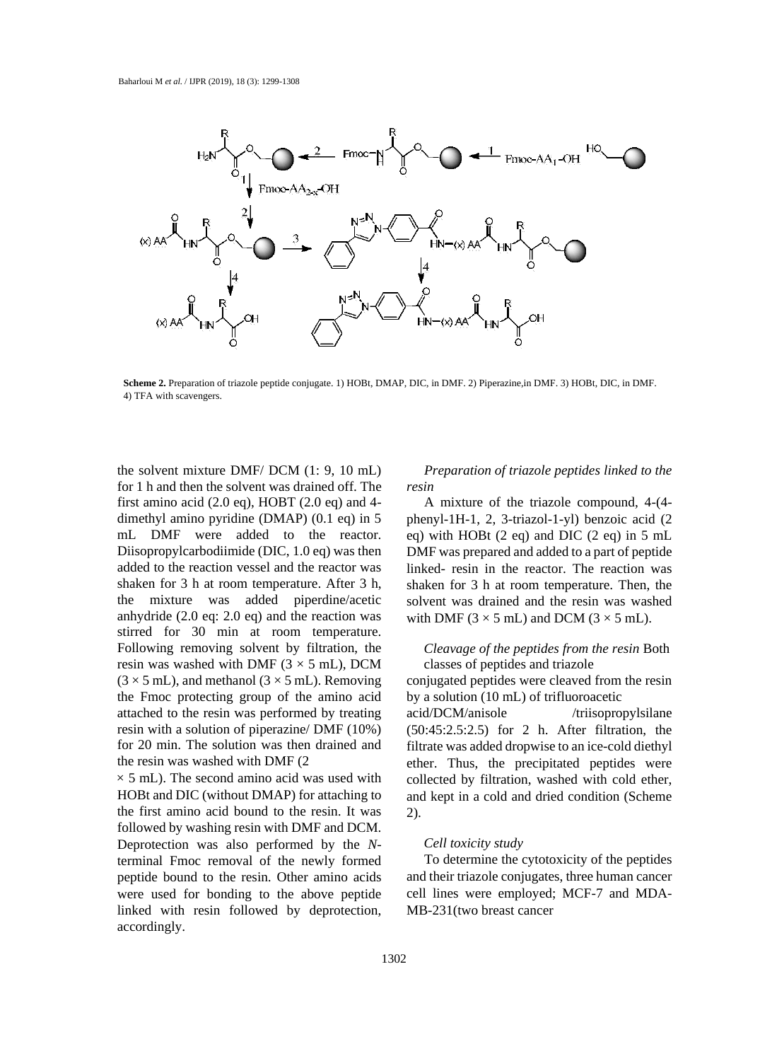**Scheme 2.** Preparation of triazole peptide conjugate. 1) HOBt, DMAP, DIC, in DMF. 2) Piperazine,in DMF. 3) HOBt, DIC, in DMF. 4) TFA with scavengers.

the solvent mixture DMF/ DCM (1: 9, 10 mL) for 1 h and then the solvent was drained off. The first amino acid (2.0 eq), HOBT (2.0 eq) and 4-dimethyl amino pyridine (DMAP) (0.1 eq) in 5 mL DMF were added to the reactor. Diisopropylcarbodiimide (DIC, 1.0 eq) was then added to the reaction vessel and the reactor was shaken for 3 h at room temperature. After 3 h, the mixture was added piperdine/acetic anhydride (2.0 eq: 2.0 eq) and the reaction was stirred for 30 min at room temperature. Following removing solvent by filtration, the resin was washed with DMF (3 × 5 mL), DCM (3 × 5 mL), and methanol (3 × 5 mL). Removing the Fmoc protecting group of the amino acid attached to the resin was performed by treating resin with a solution of piperazine/ DMF (10%) for 20 min. The solution was then drained and the resin was washed with DMF (2 × 5 mL). The second amino acid was used with HOBt and DIC (without DMAP) for attaching to the first amino acid bound to the resin. It was followed by washing resin with DMF and DCM. Deprotection was also performed by the *N*-terminal Fmoc removal of the newly formed peptide bound to the resin. Other amino acids were used for bonding to the above peptide linked with resin followed by deprotection, accordingly.

*Preparation of triazole peptides linked to the resin*

A mixture of the triazole compound, 4-(4-phenyl-1H-1, 2, 3-triazol-1-yl) benzoic acid (2 eq) with HOBt (2 eq) and DIC (2 eq) in 5 mL DMF was prepared and added to a part of peptide linked- resin in the reactor. The reaction was shaken for 3 h at room temperature. Then, the solvent was drained and the resin was washed with DMF (3 × 5 mL) and DCM (3 × 5 mL).

*Cleavage of the peptides from the resin* Both classes of peptides and triazole conjugated peptides were cleaved from the resin by a solution (10 mL) of trifluoroacetic acid/DCM/anisole /triisopropylsilane (50:45:2.5:2.5) for 2 h. After filtration, the filtrate was added dropwise to an ice-cold diethyl ether. Thus, the precipitated peptides were collected by filtration, washed with cold ether, and kept in a cold and dried condition (Scheme 2).

*Cell toxicity study*

To determine the cytotoxicity of the peptides and their triazole conjugates, three human cancer cell lines were employed; MCF-7 and MDA-MB-231(two breast cancer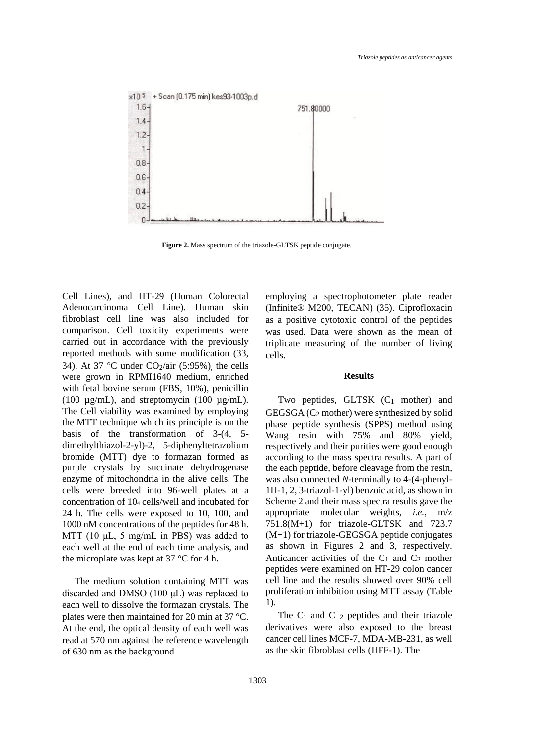Figure 2. Mass spectrum of the triazole-GLTSK peptide conjugate.

Cell Lines), and HT-29 (Human Colorectal Adenocarcinoma Cell Line). Human skin fibroblast cell line was also included for comparison. Cell toxicity experiments were carried out in accordance with the previously reported methods with some modification (33, 34). At 37 °C under $CO_2$/air (5:95%), the cells were grown in RPMI1640 medium, enriched with fetal bovine serum (FBS, 10%), penicillin (100 µg/mL), and streptomycin (100 µg/mL). The Cell viability was examined by employing the MTT technique which its principle is on the basis of the transformation of 3-(4, 5-dimethylthiazol-2-yl)-2, 5-diphenyltetrazolium bromide (MTT) dye to formazan formed as purple crystals by succinate dehydrogenase enzyme of mitochondria in the alive cells. The cells were breeded into 96-well plates at a concentration of $10_4$ cells/well and incubated for 24 h. The cells were exposed to 10, 100, and 1000 nM concentrations of the peptides for 48 h. MTT (10 µL, 5 mg/mL in PBS) was added to each well at the end of each time analysis, and the microplate was kept at 37 °C for 4 h.

The medium solution containing MTT was discarded and DMSO (100 µL) was replaced to each well to dissolve the formazan crystals. The plates were then maintained for 20 min at 37 °C. At the end, the optical density of each well was read at 570 nm against the reference wavelength of 630 nm as the background employing a spectrophotometer plate reader (Infinite® M200, TECAN) (35). Ciprofloxacin as a positive cytotoxic control of the peptides was used. Data were shown as the mean of triplicate measuring of the number of living cells.

## Results

Two peptides, GLTSK ($C_1$ mother) and GEGSGA ($C_2$ mother) were synthesized by solid phase peptide synthesis (SPPS) method using Wang resin with 75% and 80% yield, respectively and their purities were good enough according to the mass spectra results. A part of the each peptide, before cleavage from the resin, was also connected *N*-terminally to 4-(4-phenyl-1H-1, 2, 3-triazol-1-yl) benzoic acid, as shown in Scheme 2 and their mass spectra results gave the appropriate molecular weights, *i.e.*, m/z 751.8(M+1) for triazole-GLTSK and 723.7 (M+1) for triazole-GEGSGA peptide conjugates as shown in Figures 2 and 3, respectively. Anticancer activities of the $C_1$ and $C_2$ mother peptides were examined on HT-29 colon cancer cell line and the results showed over 90% cell proliferation inhibition using MTT assay (Table 1).

The $C_1$ and $C_2$ peptides and their triazole derivatives were also exposed to the breast cancer cell lines MCF-7, MDA-MB-231, as well as the skin fibroblast cells (HFF-1). The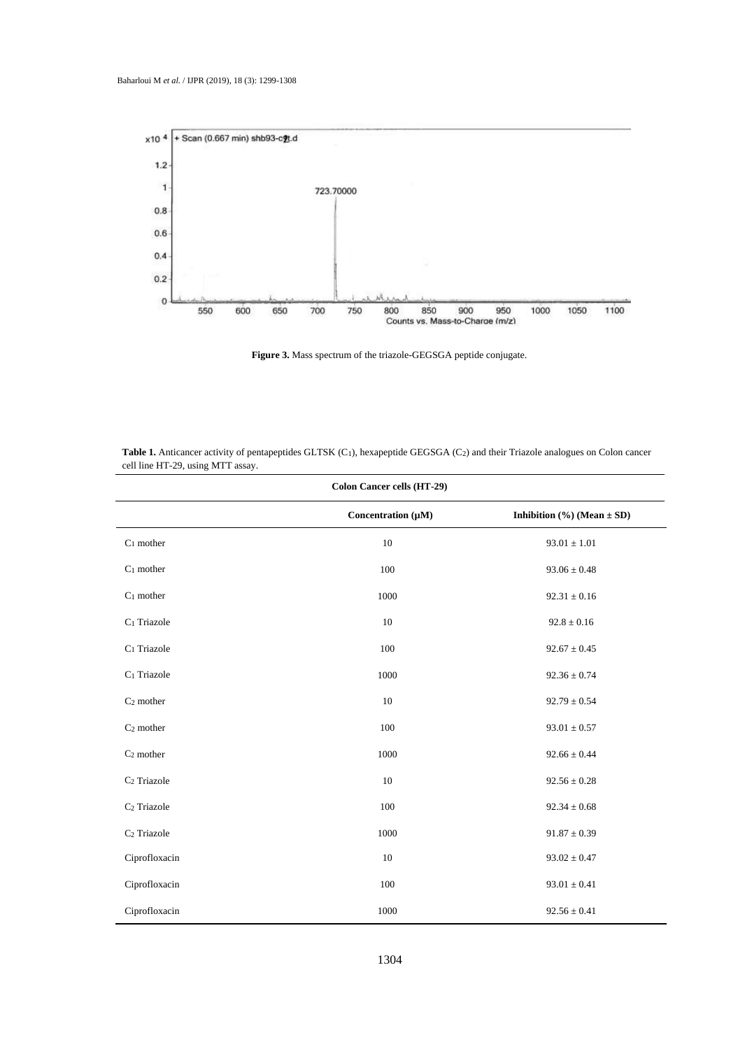**Figure 3.** Mass spectrum of the triazole-GEGSGA peptide conjugate.

**Table 1.** Anticancer activity of pentapeptides GLTSK ($C_1$), hexapeptide GEGSGA ($C_2$) and their Triazole analogues on Colon cancer cell line HT-29, using MTT assay.

| Colon Cancer cells (HT-29) | | |
|---|---|---|
| | **Concentration (μM)** | **Inhibition (%) (Mean ± SD)** |
| $C_1$ mother | 10 | 93.01 ± 1.01 |
| $C_1$ mother | 100 | 93.06 ± 0.48 |
| $C_1$ mother | 1000 | 92.31 ± 0.16 |
| $C_1$ Triazole | 10 | 92.8 ± 0.16 |
| $C_1$ Triazole | 100 | 92.67 ± 0.45 |
| $C_1$ Triazole | 1000 | 92.36 ± 0.74 |
| $C_2$ mother | 10 | 92.79 ± 0.54 |
| $C_2$ mother | 100 | 93.01 ± 0.57 |
| $C_2$ mother | 1000 | 92.66 ± 0.44 |
| $C_2$ Triazole | 10 | 92.56 ± 0.28 |
| $C_2$ Triazole | 100 | 92.34 ± 0.68 |
| $C_2$ Triazole | 1000 | 91.87 ± 0.39 |
| Ciprofloxacin | 10 | 93.02 ± 0.47 |
| Ciprofloxacin | 100 | 93.01 ± 0.41 |
| Ciprofloxacin | 1000 | 92.56 ± 0.41 |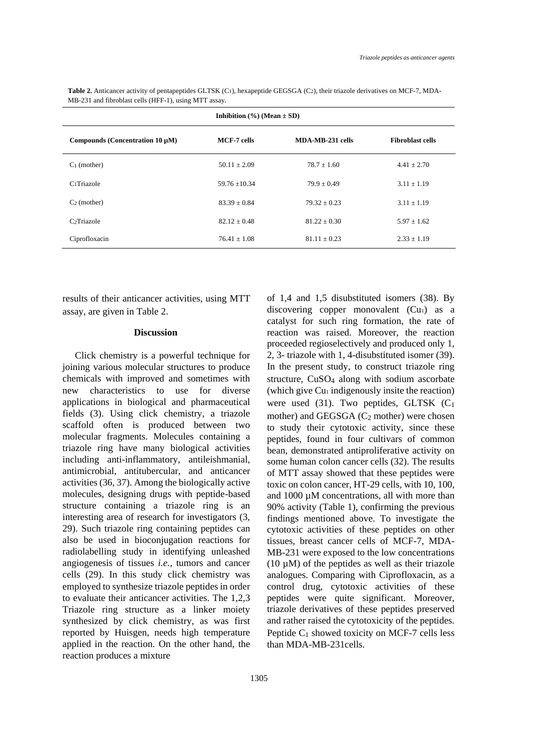**Table 2.** Anticancer activity of pentapeptides GLTSK ($C_1$), hexapeptide GEGSGA ($C_2$), their triazole derivatives on MCF-7, MDA-MB-231 and fibroblast cells (HFF-1), using MTT assay.

| | Inhibition (%) (Mean ± SD) | | |
|---|---|---|---|
| **Compounds (Concentration 10 µM)** | **MCF-7 cells** | **MDA-MB-231 cells** | **Fibroblast cells** |
| $C_1$ (mother) | 50.11 ± 2.09 | 78.7 ± 1.60 | 4.41 ± 2.70 |
| $C_1$Triazole | 59.76 ±10.34 | 79.9 ± 0.49 | 3.11 ± 1.19 |
| $C_2$ (mother) | 83.39 ± 0.84 | 79.32 ± 0.23 | 3.11 ± 1.19 |
| $C_2$Triazole | 82.12 ± 0.48 | 81.22 ± 0.30 | 5.97 ± 1.62 |
| Ciprofloxacin | 76.41 ± 1.08 | 81.11 ± 0.23 | 2.33 ± 1.19 |

results of their anticancer activities, using MTT assay, are given in Table 2.

## Discussion

Click chemistry is a powerful technique for joining various molecular structures to produce chemicals with improved and sometimes with new characteristics to use for diverse applications in biological and pharmaceutical fields (3). Using click chemistry, a triazole scaffold often is produced between two molecular fragments. Molecules containing a triazole ring have many biological activities including anti-inflammatory, antileishmanial, antimicrobial, antitubercular, and anticancer activities (36, 37). Among the biologically active molecules, designing drugs with peptide-based structure containing a triazole ring is an interesting area of research for investigators (3, 29). Such triazole ring containing peptides can also be used in bioconjugation reactions for radiolabelling study in identifying unleashed angiogenesis of tissues *i.e.*, tumors and cancer cells (29). In this study click chemistry was employed to synthesize triazole peptides in order to evaluate their anticancer activities. The 1,2,3 Triazole ring structure as a linker moiety synthesized by click chemistry, as was first reported by Huisgen, needs high temperature applied in the reaction. On the other hand, the reaction produces a mixture of 1,4 and 1,5 disubstituted isomers (38). By discovering copper monovalent ($Cu_I$) as a catalyst for such ring formation, the rate of reaction was raised. Moreover, the reaction proceeded regioselectively and produced only 1, 2, 3- triazole with 1, 4-disubstituted isomer (39). In the present study, to construct triazole ring structure, $CuSO_4$ along with sodium ascorbate (which give $Cu_I$ indigenously insite the reaction) were used (31). Two peptides, GLTSK ($C_1$ mother) and GEGSGA ($C_2$ mother) were chosen to study their cytotoxic activity, since these peptides, found in four cultivars of common bean, demonstrated antiproliferative activity on some human colon cancer cells (32). The results of MTT assay showed that these peptides were toxic on colon cancer, HT-29 cells, with 10, 100, and 1000 µM concentrations, all with more than 90% activity (Table 1), confirming the previous findings mentioned above. To investigate the cytotoxic activities of these peptides on other tissues, breast cancer cells of MCF-7, MDA-MB-231 were exposed to the low concentrations (10 µM) of the peptides as well as their triazole analogues. Comparing with Ciprofloxacin, as a control drug, cytotoxic activities of these peptides were quite significant. Moreover, triazole derivatives of these peptides preserved and rather raised the cytotoxicity of the peptides. Peptide $C_1$ showed toxicity on MCF-7 cells less than MDA-MB-231cells.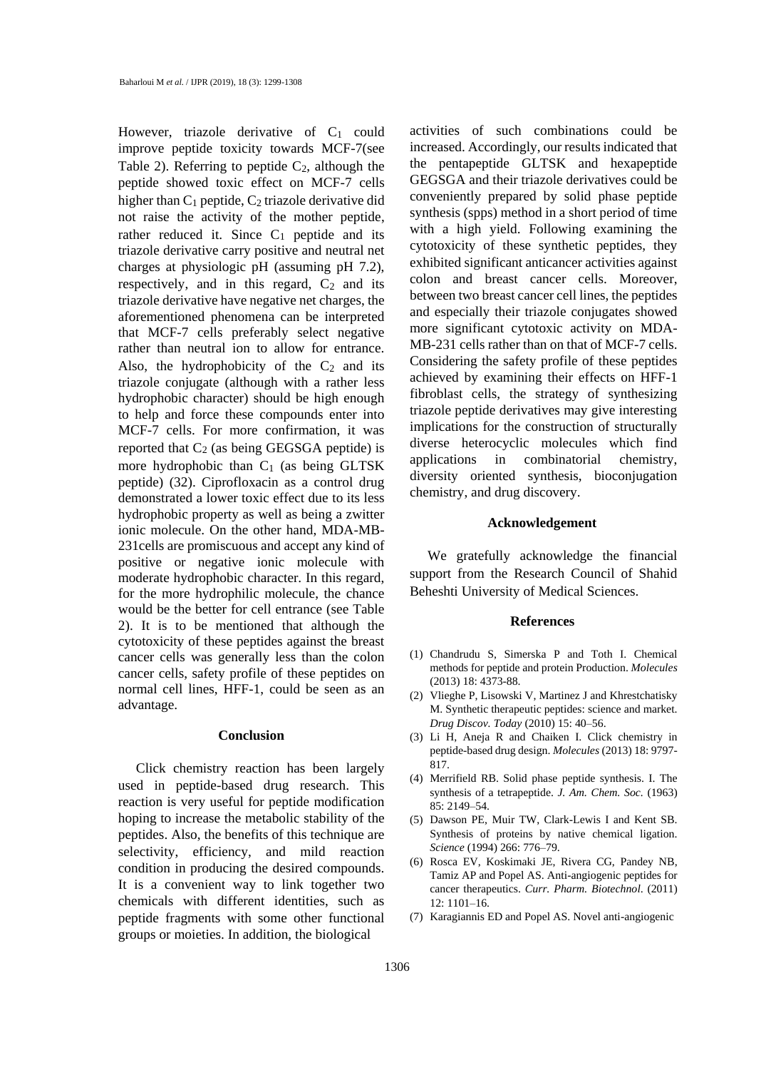However, triazole derivative of $C_1$ could improve peptide toxicity towards MCF-7(see Table 2). Referring to peptide $C_2$, although the peptide showed toxic effect on MCF-7 cells higher than $C_1$ peptide, $C_2$ triazole derivative did not raise the activity of the mother peptide, rather reduced it. Since $C_1$ peptide and its triazole derivative carry positive and neutral net charges at physiologic pH (assuming pH 7.2), respectively, and in this regard, $C_2$ and its triazole derivative have negative net charges, the aforementioned phenomena can be interpreted that MCF-7 cells preferably select negative rather than neutral ion to allow for entrance. Also, the hydrophobicity of the $C_2$ and its triazole conjugate (although with a rather less hydrophobic character) should be high enough to help and force these compounds enter into MCF-7 cells. For more confirmation, it was reported that $C_2$ (as being GEGSGA peptide) is more hydrophobic than $C_1$ (as being GLTSK peptide) (32). Ciprofloxacin as a control drug demonstrated a lower toxic effect due to its less hydrophobic property as well as being a zwitter ionic molecule. On the other hand, MDA-MB-231cells are promiscuous and accept any kind of positive or negative ionic molecule with moderate hydrophobic character. In this regard, for the more hydrophilic molecule, the chance would be the better for cell entrance (see Table 2). It is to be mentioned that although the cytotoxicity of these peptides against the breast cancer cells was generally less than the colon cancer cells, safety profile of these peptides on normal cell lines, HFF-1, could be seen as an advantage.

## Conclusion

Click chemistry reaction has been largely used in peptide-based drug research. This reaction is very useful for peptide modification hoping to increase the metabolic stability of the peptides. Also, the benefits of this technique are selectivity, efficiency, and mild reaction condition in producing the desired compounds. It is a convenient way to link together two chemicals with different identities, such as peptide fragments with some other functional groups or moieties. In addition, the biological activities of such combinations could be increased. Accordingly, our results indicated that the pentapeptide GLTSK and hexapeptide GEGSGA and their triazole derivatives could be conveniently prepared by solid phase peptide synthesis (spps) method in a short period of time with a high yield. Following examining the cytotoxicity of these synthetic peptides, they exhibited significant anticancer activities against colon and breast cancer cells. Moreover, between two breast cancer cell lines, the peptides and especially their triazole conjugates showed more significant cytotoxic activity on MDA-MB-231 cells rather than on that of MCF-7 cells. Considering the safety profile of these peptides achieved by examining their effects on HFF-1 fibroblast cells, the strategy of synthesizing triazole peptide derivatives may give interesting implications for the construction of structurally diverse heterocyclic molecules which find applications in combinatorial chemistry, diversity oriented synthesis, bioconjugation chemistry, and drug discovery.

## Acknowledgement

We gratefully acknowledge the financial support from the Research Council of Shahid Beheshti University of Medical Sciences.

## References

(1) Chandrudu S, Simerska P and Toth I. Chemical methods for peptide and protein Production. *Molecules* (2013) 18: 4373-88.

(2) Vlieghe P, Lisowski V, Martinez J and Khrestchatisky M. Synthetic therapeutic peptides: science and market. *Drug Discov. Today* (2010) 15: 40–56.

(3) Li H, Aneja R and Chaiken I. Click chemistry in peptide-based drug design. *Molecules* (2013) 18: 9797-817.

(4) Merrifield RB. Solid phase peptide synthesis. I. The synthesis of a tetrapeptide. *J. Am. Chem. Soc.* (1963) 85: 2149–54.

(5) Dawson PE, Muir TW, Clark-Lewis I and Kent SB. Synthesis of proteins by native chemical ligation. *Science* (1994) 266: 776–79.

(6) Rosca EV, Koskimaki JE, Rivera CG, Pandey NB, Tamiz AP and Popel AS. Anti-angiogenic peptides for cancer therapeutics. *Curr. Pharm. Biotechnol.* (2011) 12: 1101–16.

(7) Karagiannis ED and Popel AS. Novel anti-angiogenic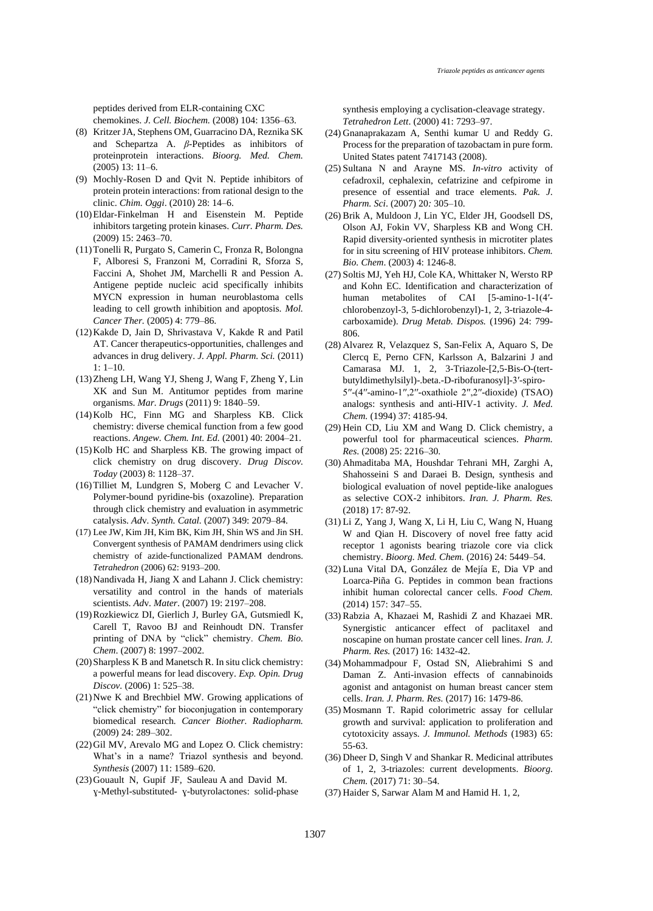peptides derived from ELR-containing CXC chemokines. *J. Cell. Biochem.* (2008) 104: 1356–63.

(8) Kritzer JA, Stephens OM, Guarracino DA, Reznika SK and Schepartza A. *β*-Peptides as inhibitors of proteinprotein interactions. *Bioorg. Med. Chem.* (2005) 13: 11–6.

(9) Mochly-Rosen D and Qvit N. Peptide inhibitors of protein protein interactions: from rational design to the clinic. *Chim. Oggi*. (2010) 28: 14–6.

(10) Eldar-Finkelman H and Eisenstein M. Peptide inhibitors targeting protein kinases. *Curr. Pharm. Des.* (2009) 15: 2463–70.

(11) Tonelli R, Purgato S, Camerin C, Fronza R, Bolongna F, Alboresi S, Franzoni M, Corradini R, Sforza S, Faccini A, Shohet JM, Marchelli R and Pession A. Antigene peptide nucleic acid specifically inhibits MYCN expression in human neuroblastoma cells leading to cell growth inhibition and apoptosis. *Mol. Cancer Ther.* (2005) 4: 779–86.

(12) Kakde D, Jain D, Shrivastava V, Kakde R and Patil AT. Cancer therapeutics-opportunities, challenges and advances in drug delivery. *J. Appl. Pharm. Sci.* (2011) 1: 1–10.

(13) Zheng LH, Wang YJ, Sheng J, Wang F, Zheng Y, Lin XK and Sun M. Antitumor peptides from marine organisms. *Mar. Drugs* (2011) 9: 1840–59.

(14) Kolb HC, Finn MG and Sharpless KB. Click chemistry: diverse chemical function from a few good reactions. *Angew. Chem. Int. Ed.* (2001) 40: 2004–21.

(15) Kolb HC and Sharpless KB. The growing impact of click chemistry on drug discovery. *Drug Discov. Today* (2003) 8: 1128–37.

(16) Tilliet M, Lundgren S, Moberg C and Levacher V. Polymer-bound pyridine-bis (oxazoline). Preparation through click chemistry and evaluation in asymmetric catalysis. *Adv. Synth. Catal.* (2007) 349: 2079–84.

(17) Lee JW, Kim JH, Kim BK, Kim JH, Shin WS and Jin SH. Convergent synthesis of PAMAM dendrimers using click chemistry of azide-functionalized PAMAM dendrons. *Tetrahedron* (2006) 62: 9193–200.

(18) Nandivada H, Jiang X and Lahann J. Click chemistry: versatility and control in the hands of materials scientists. *Adv. Mater*. (2007) 19: 2197–208.

(19) Rozkiewicz DI, Gierlich J, Burley GA, Gutsmiedl K, Carell T, Ravoo BJ and Reinhoudt DN. Transfer printing of DNA by "click" chemistry. *Chem. Bio. Chem*. (2007) 8: 1997–2002.

(20) Sharpless K B and Manetsch R. In situ click chemistry: a powerful means for lead discovery. *Exp. Opin. Drug Discov.* (2006) 1: 525–38.

(21) Nwe K and Brechbiel MW. Growing applications of "click chemistry" for bioconjugation in contemporary biomedical research. *Cancer Biother. Radiopharm.* (2009) 24: 289–302.

(22) Gil MV, Arevalo MG and Lopez O. Click chemistry: What's in a name? Triazol synthesis and beyond. *Synthesis* (2007) 11: 1589–620.

(23) Gouault N, Gupif JF, Sauleau A and David M. γ-Methyl-substituted- γ-butyrolactones: solid-phase synthesis employing a cyclisation-cleavage strategy. *Tetrahedron Lett*. (2000) 41: 7293–97.

(24) Gnanaprakazam A, Senthi kumar U and Reddy G. Process for the preparation of tazobactam in pure form. United States patent 7417143 (2008).

(25) Sultana N and Arayne MS. *In-vitro* activity of cefadroxil, cephalexin, cefatrizine and cefpirome in presence of essential and trace elements. *Pak. J. Pharm. Sci*. (2007) 20*:* 305–10.

(26) Brik A, Muldoon J, Lin YC, Elder JH, Goodsell DS, Olson AJ, Fokin VV, Sharpless KB and Wong CH. Rapid diversity-oriented synthesis in microtiter plates for in situ screening of HIV protease inhibitors. *Chem. Bio. Chem*. (2003) 4: 1246-8.

(27) Soltis MJ, Yeh HJ, Cole KA, Whittaker N, Wersto RP and Kohn EC. Identification and characterization of human metabolites of CAI [5-amino-1-1(4′-chlorobenzoyl-3, 5-dichlorobenzyl)-1, 2, 3-triazole-4-carboxamide). *Drug Metab. Dispos.* (1996) 24: 799-806.

(28) Alvarez R, Velazquez S, San-Felix A, Aquaro S, De Clercq E, Perno CFN, Karlsson A, Balzarini J and Camarasa MJ. 1, 2, 3-Triazole-[2,5-Bis-O-(tert-butyldimethylsilyl)-.beta.-D-ribofuranosyl]-3′-spiro-5″-(4″-amino-1″,2″-oxathiole 2″,2″-dioxide) (TSAO) analogs: synthesis and anti-HIV-1 activity. *J. Med. Chem.* (1994) 37: 4185-94.

(29) Hein CD, Liu XM and Wang D. Click chemistry, a powerful tool for pharmaceutical sciences. *Pharm. Res*. (2008) 25: 2216–30.

(30) Ahmaditaba MA, Houshdar Tehrani MH, Zarghi A, Shahosseini S and Daraei B. Design, synthesis and biological evaluation of novel peptide-like analogues as selective COX-2 inhibitors. *Iran. J. Pharm. Res.* (2018) 17: 87-92.

(31) Li Z, Yang J, Wang X, Li H, Liu C, Wang N, Huang W and Qian H. Discovery of novel free fatty acid receptor 1 agonists bearing triazole core via click chemistry. *Bioorg. Med. Chem.* (2016) 24: 5449–54.

(32) Luna Vital DA, González de Mejía E, Dia VP and Loarca-Piña G. Peptides in common bean fractions inhibit human colorectal cancer cells. *Food Chem.* (2014) 157: 347–55.

(33) Rabzia A, Khazaei M, Rashidi Z and Khazaei MR. Synergistic anticancer effect of paclitaxel and noscapine on human prostate cancer cell lines. *Iran. J. Pharm. Res.* (2017) 16: 1432-42.

(34) Mohammadpour F, Ostad SN, Aliebrahimi S and Daman Z. Anti-invasion effects of cannabinoids agonist and antagonist on human breast cancer stem cells. *Iran. J. Pharm. Res.* (2017) 16: 1479-86.

(35) Mosmann T. Rapid colorimetric assay for cellular growth and survival: application to proliferation and cytotoxicity assays. *J. Immunol. Methods* (1983) 65: 55-63.

(36) Dheer D, Singh V and Shankar R. Medicinal attributes of 1, 2, 3-triazoles: current developments. *Bioorg. Chem.* (2017) 71: 30–54.

(37) Haider S, Sarwar Alam M and Hamid H. 1, 2,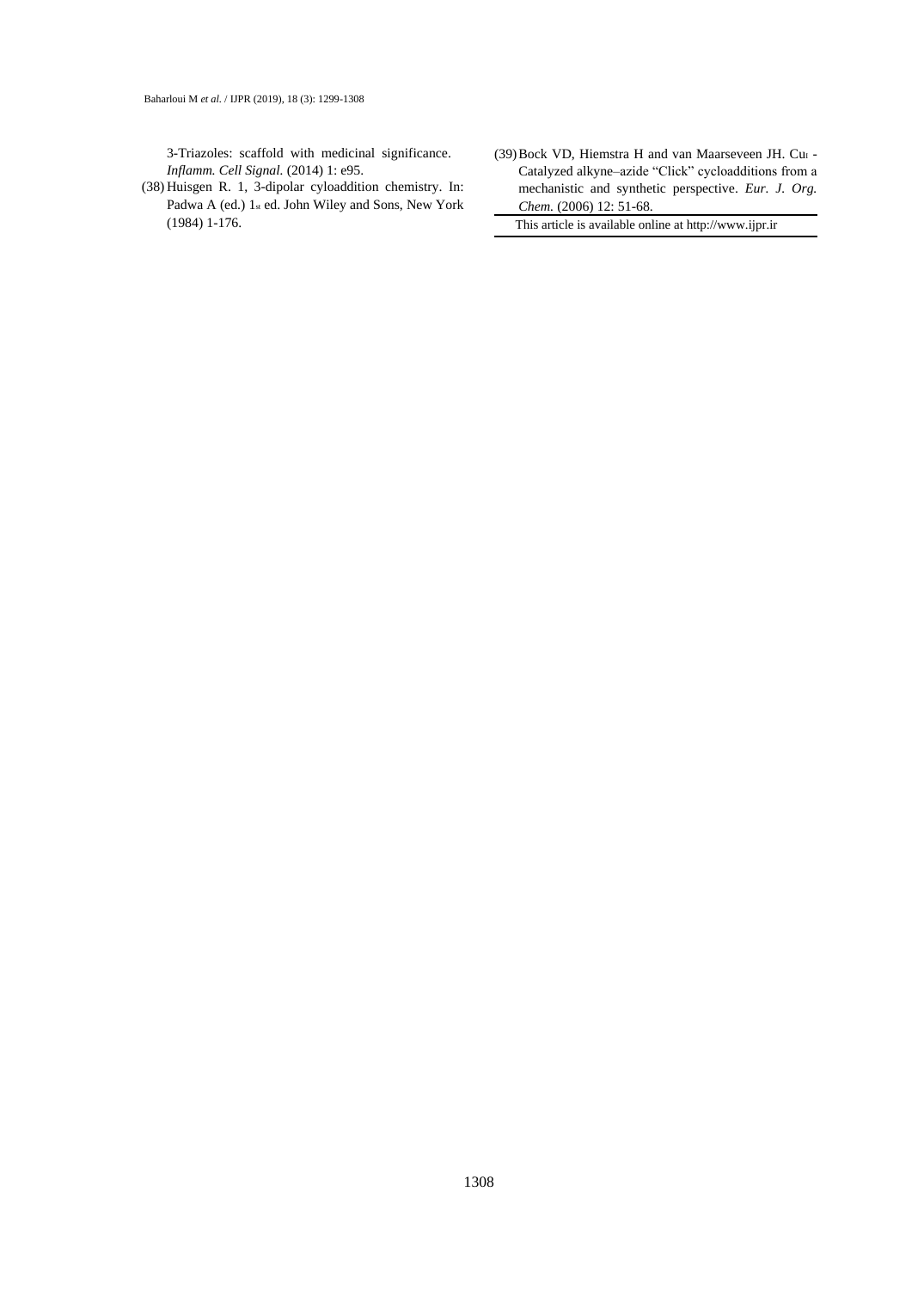3-Triazoles: scaffold with medicinal significance. *Inflamm. Cell Signal.* (2014) 1: e95.

(38) Huisgen R. 1, 3-dipolar cycloaddition chemistry. In: Padwa A (ed.) 1st ed. John Wiley and Sons, New York (1984) 1-176.

(39) Bock VD, Hiemstra H and van Maarseveen JH. CuI-Catalyzed alkyne–azide "Click" cycloadditions from a mechanistic and synthetic perspective. *Eur. J. Org. Chem.* (2006) 12: 51-68.

This article is available online at http://www.ijpr.ir